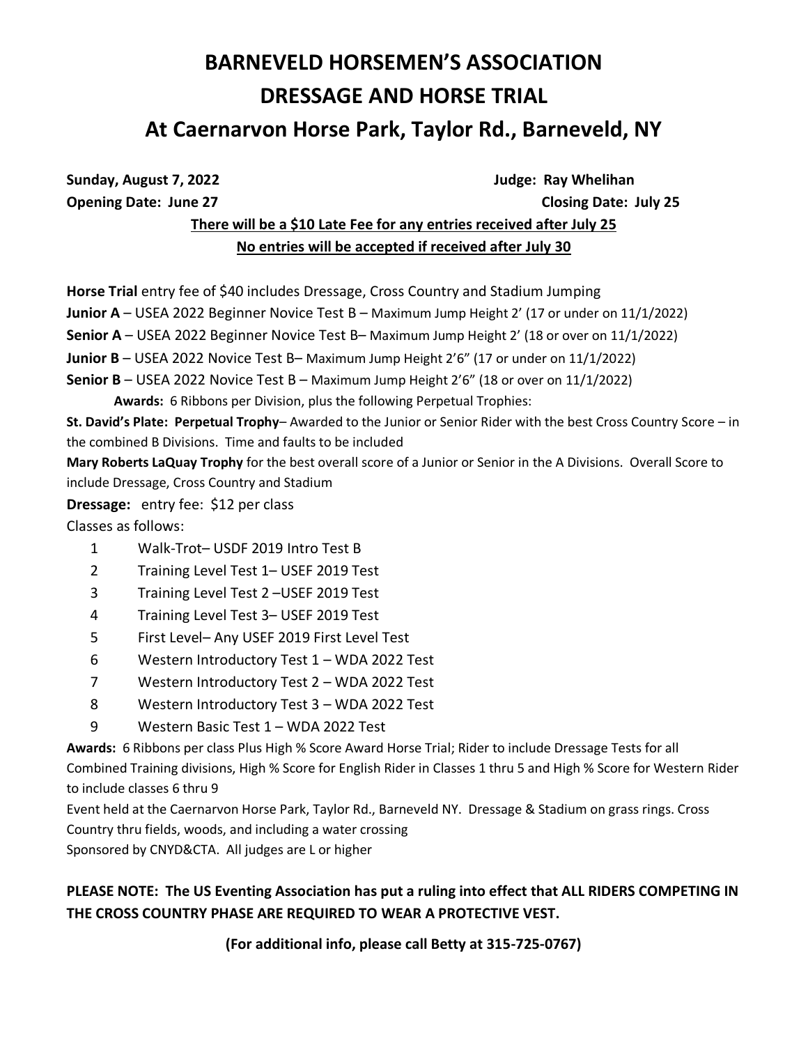# BARNEVELD HORSEMEN'S ASSOCIATION
# DRESSAGE AND HORSE TRIAL
# At Caernarvon Horse Park, Taylor Rd., Barneveld, NY

**Sunday, August 7, 2022** **Judge: Ray Whelihan**

**Opening Date: June 27** **Closing Date: July 25**

**<u>There will be a $10 Late Fee for any entries received after July 25</u>**

**<u>No entries will be accepted if received after July 30</u>**

**Horse Trial** entry fee of $40 includes Dressage, Cross Country and Stadium Jumping

**Junior A** – USEA 2022 Beginner Novice Test B – Maximum Jump Height 2' (17 or under on 11/1/2022)

**Senior A** – USEA 2022 Beginner Novice Test B– Maximum Jump Height 2' (18 or over on 11/1/2022)

**Junior B** – USEA 2022 Novice Test B– Maximum Jump Height 2'6" (17 or under on 11/1/2022)

**Senior B** – USEA 2022 Novice Test B – Maximum Jump Height 2'6" (18 or over on 11/1/2022)

**Awards:** 6 Ribbons per Division, plus the following Perpetual Trophies:

**St. David's Plate: Perpetual Trophy**– Awarded to the Junior or Senior Rider with the best Cross Country Score – in the combined B Divisions. Time and faults to be included

**Mary Roberts LaQuay Trophy** for the best overall score of a Junior or Senior in the A Divisions. Overall Score to include Dressage, Cross Country and Stadium

**Dressage:** entry fee: $12 per class

Classes as follows:

1. Walk-Trot– USDF 2019 Intro Test B
2. Training Level Test 1– USEF 2019 Test
3. Training Level Test 2 –USEF 2019 Test
4. Training Level Test 3– USEF 2019 Test
5. First Level– Any USEF 2019 First Level Test
6. Western Introductory Test 1 – WDA 2022 Test
7. Western Introductory Test 2 – WDA 2022 Test
8. Western Introductory Test 3 – WDA 2022 Test
9. Western Basic Test 1 – WDA 2022 Test

**Awards:** 6 Ribbons per class Plus High % Score Award Horse Trial; Rider to include Dressage Tests for all Combined Training divisions, High % Score for English Rider in Classes 1 thru 5 and High % Score for Western Rider to include classes 6 thru 9

Event held at the Caernarvon Horse Park, Taylor Rd., Barneveld NY. Dressage & Stadium on grass rings. Cross Country thru fields, woods, and including a water crossing

Sponsored by CNYD&CTA. All judges are L or higher

**PLEASE NOTE: The US Eventing Association has put a ruling into effect that ALL RIDERS COMPETING IN THE CROSS COUNTRY PHASE ARE REQUIRED TO WEAR A PROTECTIVE VEST.**

**(For additional info, please call Betty at 315-725-0767)**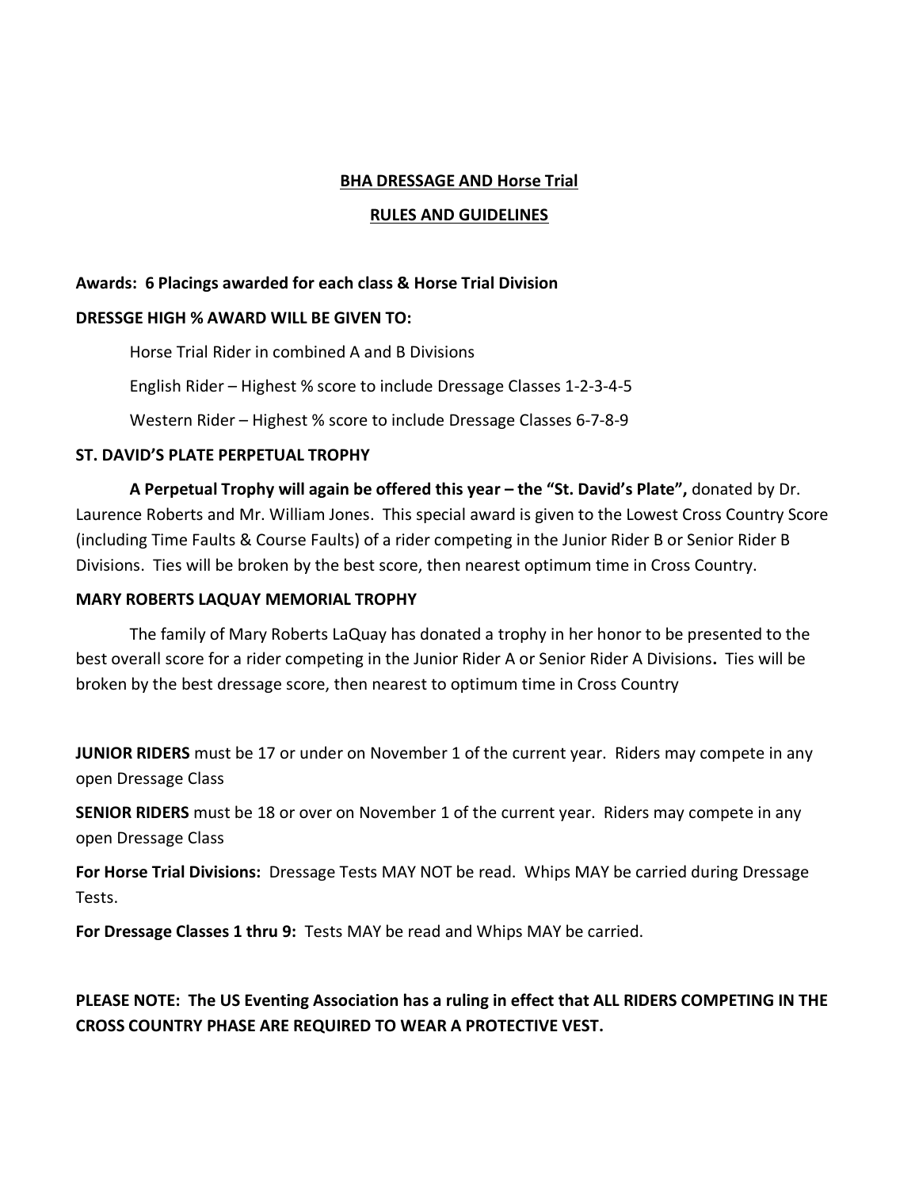## BHA DRESSAGE AND Horse Trial

## RULES AND GUIDELINES

**Awards: 6 Placings awarded for each class & Horse Trial Division**

**DRESSGE HIGH % AWARD WILL BE GIVEN TO:**

Horse Trial Rider in combined A and B Divisions

English Rider – Highest % score to include Dressage Classes 1-2-3-4-5

Western Rider – Highest % score to include Dressage Classes 6-7-8-9

**ST. DAVID'S PLATE PERPETUAL TROPHY**

**A Perpetual Trophy will again be offered this year – the "St. David's Plate",** donated by Dr. Laurence Roberts and Mr. William Jones. This special award is given to the Lowest Cross Country Score (including Time Faults & Course Faults) of a rider competing in the Junior Rider B or Senior Rider B Divisions. Ties will be broken by the best score, then nearest optimum time in Cross Country.

**MARY ROBERTS LAQUAY MEMORIAL TROPHY**

The family of Mary Roberts LaQuay has donated a trophy in her honor to be presented to the best overall score for a rider competing in the Junior Rider A or Senior Rider A Divisions**.** Ties will be broken by the best dressage score, then nearest to optimum time in Cross Country

**JUNIOR RIDERS** must be 17 or under on November 1 of the current year. Riders may compete in any open Dressage Class

**SENIOR RIDERS** must be 18 or over on November 1 of the current year. Riders may compete in any open Dressage Class

**For Horse Trial Divisions:** Dressage Tests MAY NOT be read. Whips MAY be carried during Dressage Tests.

**For Dressage Classes 1 thru 9:** Tests MAY be read and Whips MAY be carried.

**PLEASE NOTE: The US Eventing Association has a ruling in effect that ALL RIDERS COMPETING IN THE CROSS COUNTRY PHASE ARE REQUIRED TO WEAR A PROTECTIVE VEST.**